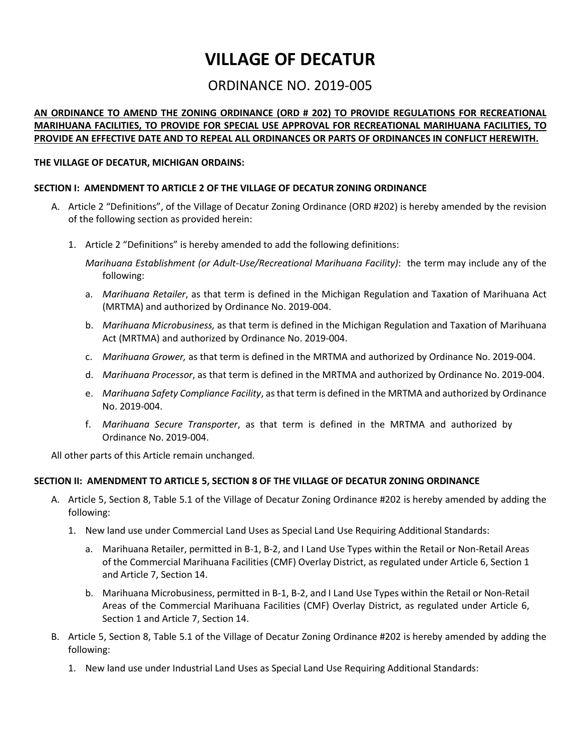# VILLAGE OF DECATUR

## ORDINANCE NO. 2019-005

**AN ORDINANCE TO AMEND THE ZONING ORDINANCE (ORD # 202) TO PROVIDE REGULATIONS FOR RECREATIONAL MARIHUANA FACILITIES, TO PROVIDE FOR SPECIAL USE APPROVAL FOR RECREATIONAL MARIHUANA FACILITIES, TO PROVIDE AN EFFECTIVE DATE AND TO REPEAL ALL ORDINANCES OR PARTS OF ORDINANCES IN CONFLICT HEREWITH.**

**THE VILLAGE OF DECATUR, MICHIGAN ORDAINS:**

**SECTION I: AMENDMENT TO ARTICLE 2 OF THE VILLAGE OF DECATUR ZONING ORDINANCE**

A. Article 2 "Definitions", of the Village of Decatur Zoning Ordinance (ORD #202) is hereby amended by the revision of the following section as provided herein:

   1. Article 2 "Definitions" is hereby amended to add the following definitions:

      *Marihuana Establishment (or Adult-Use/Recreational Marihuana Facility)*: the term may include any of the following:

      a. *Marihuana Retailer*, as that term is defined in the Michigan Regulation and Taxation of Marihuana Act (MRTMA) and authorized by Ordinance No. 2019-004.

      b. *Marihuana Microbusiness,* as that term is defined in the Michigan Regulation and Taxation of Marihuana Act (MRTMA) and authorized by Ordinance No. 2019-004.

      c. *Marihuana Grower,* as that term is defined in the MRTMA and authorized by Ordinance No. 2019-004.

      d. *Marihuana Processor*, as that term is defined in the MRTMA and authorized by Ordinance No. 2019-004.

      e. *Marihuana Safety Compliance Facility*, as that term is defined in the MRTMA and authorized by Ordinance No. 2019-004.

      f. *Marihuana Secure Transporter*, as that term is defined in the MRTMA and authorized by Ordinance No. 2019-004.

All other parts of this Article remain unchanged.

**SECTION II: AMENDMENT TO ARTICLE 5, SECTION 8 OF THE VILLAGE OF DECATUR ZONING ORDINANCE**

A. Article 5, Section 8, Table 5.1 of the Village of Decatur Zoning Ordinance #202 is hereby amended by adding the following:

   1. New land use under Commercial Land Uses as Special Land Use Requiring Additional Standards:

      a. Marihuana Retailer, permitted in B-1, B-2, and I Land Use Types within the Retail or Non-Retail Areas of the Commercial Marihuana Facilities (CMF) Overlay District, as regulated under Article 6, Section 1 and Article 7, Section 14.

      b. Marihuana Microbusiness, permitted in B-1, B-2, and I Land Use Types within the Retail or Non-Retail Areas of the Commercial Marihuana Facilities (CMF) Overlay District, as regulated under Article 6, Section 1 and Article 7, Section 14.

B. Article 5, Section 8, Table 5.1 of the Village of Decatur Zoning Ordinance #202 is hereby amended by adding the following:

   1. New land use under Industrial Land Uses as Special Land Use Requiring Additional Standards: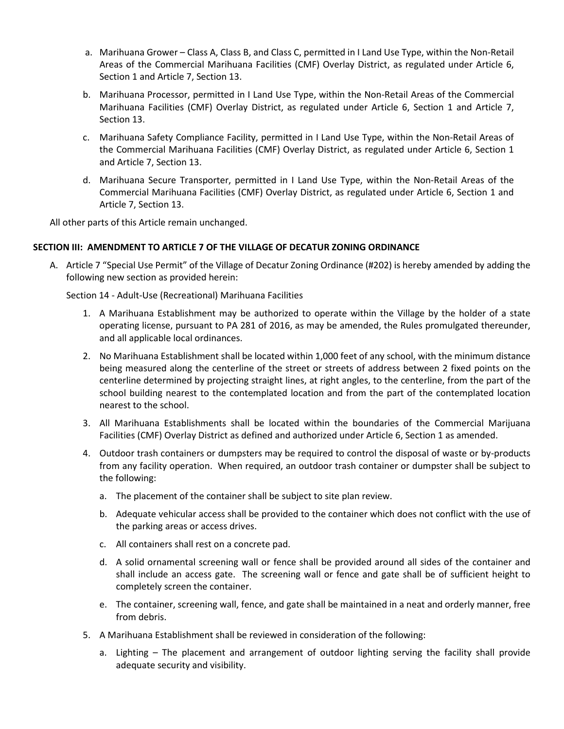a. Marihuana Grower – Class A, Class B, and Class C, permitted in I Land Use Type, within the Non-Retail Areas of the Commercial Marihuana Facilities (CMF) Overlay District, as regulated under Article 6, Section 1 and Article 7, Section 13.

b. Marihuana Processor, permitted in I Land Use Type, within the Non-Retail Areas of the Commercial Marihuana Facilities (CMF) Overlay District, as regulated under Article 6, Section 1 and Article 7, Section 13.

c. Marihuana Safety Compliance Facility, permitted in I Land Use Type, within the Non-Retail Areas of the Commercial Marihuana Facilities (CMF) Overlay District, as regulated under Article 6, Section 1 and Article 7, Section 13.

d. Marihuana Secure Transporter, permitted in I Land Use Type, within the Non-Retail Areas of the Commercial Marihuana Facilities (CMF) Overlay District, as regulated under Article 6, Section 1 and Article 7, Section 13.

All other parts of this Article remain unchanged.

**SECTION III: AMENDMENT TO ARTICLE 7 OF THE VILLAGE OF DECATUR ZONING ORDINANCE**

A. Article 7 "Special Use Permit" of the Village of Decatur Zoning Ordinance (#202) is hereby amended by adding the following new section as provided herein:

   Section 14 - Adult-Use (Recreational) Marihuana Facilities

   1. A Marihuana Establishment may be authorized to operate within the Village by the holder of a state operating license, pursuant to PA 281 of 2016, as may be amended, the Rules promulgated thereunder, and all applicable local ordinances.
   2. No Marihuana Establishment shall be located within 1,000 feet of any school, with the minimum distance being measured along the centerline of the street or streets of address between 2 fixed points on the centerline determined by projecting straight lines, at right angles, to the centerline, from the part of the school building nearest to the contemplated location and from the part of the contemplated location nearest to the school.
   3. All Marihuana Establishments shall be located within the boundaries of the Commercial Marijuana Facilities (CMF) Overlay District as defined and authorized under Article 6, Section 1 as amended.
   4. Outdoor trash containers or dumpsters may be required to control the disposal of waste or by-products from any facility operation. When required, an outdoor trash container or dumpster shall be subject to the following:
      a. The placement of the container shall be subject to site plan review.
      b. Adequate vehicular access shall be provided to the container which does not conflict with the use of the parking areas or access drives.
      c. All containers shall rest on a concrete pad.
      d. A solid ornamental screening wall or fence shall be provided around all sides of the container and shall include an access gate. The screening wall or fence and gate shall be of sufficient height to completely screen the container.
      e. The container, screening wall, fence, and gate shall be maintained in a neat and orderly manner, free from debris.
   5. A Marihuana Establishment shall be reviewed in consideration of the following:
      a. Lighting – The placement and arrangement of outdoor lighting serving the facility shall provide adequate security and visibility.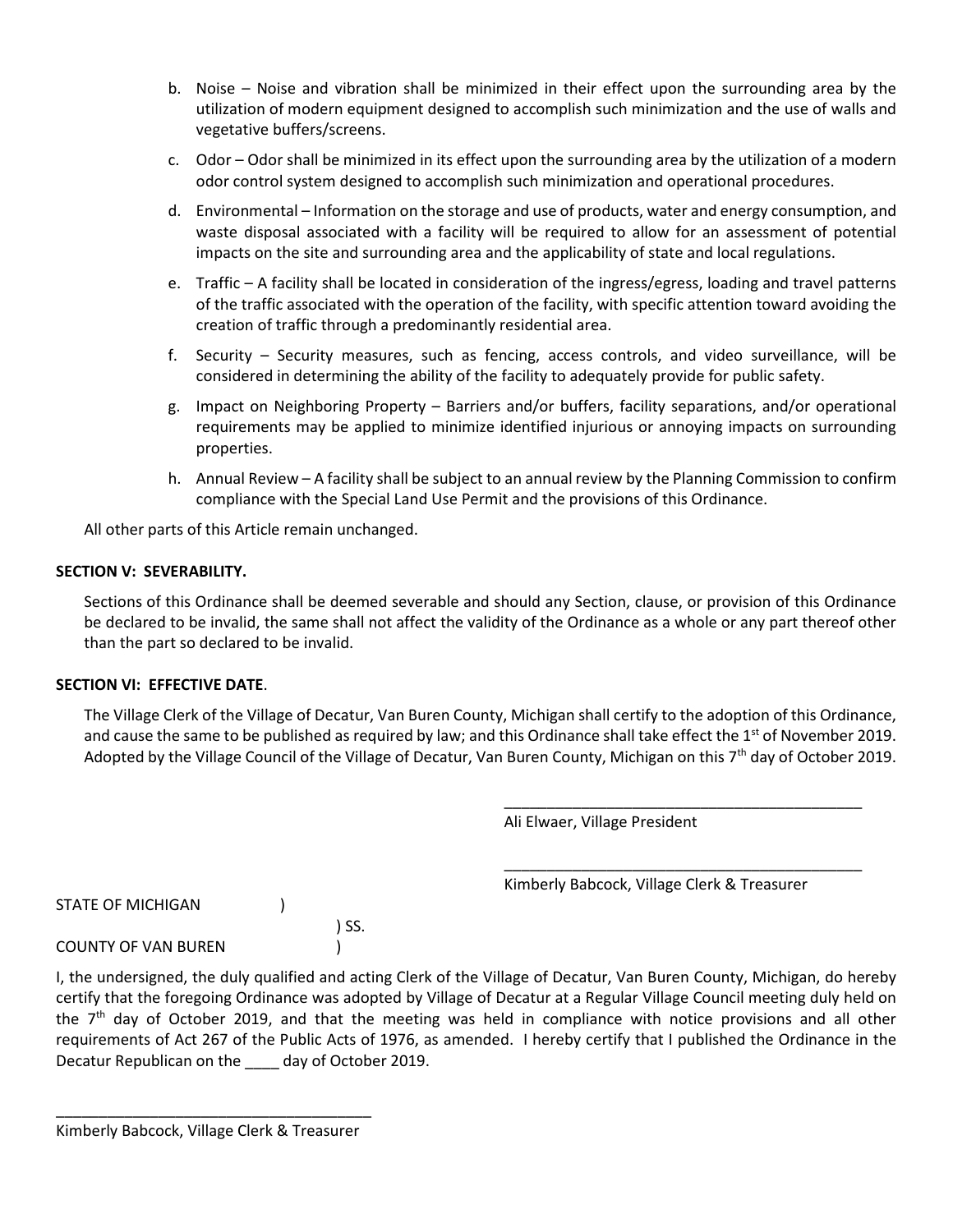b. Noise – Noise and vibration shall be minimized in their effect upon the surrounding area by the utilization of modern equipment designed to accomplish such minimization and the use of walls and vegetative buffers/screens.

c. Odor – Odor shall be minimized in its effect upon the surrounding area by the utilization of a modern odor control system designed to accomplish such minimization and operational procedures.

d. Environmental – Information on the storage and use of products, water and energy consumption, and waste disposal associated with a facility will be required to allow for an assessment of potential impacts on the site and surrounding area and the applicability of state and local regulations.

e. Traffic – A facility shall be located in consideration of the ingress/egress, loading and travel patterns of the traffic associated with the operation of the facility, with specific attention toward avoiding the creation of traffic through a predominantly residential area.

f. Security – Security measures, such as fencing, access controls, and video surveillance, will be considered in determining the ability of the facility to adequately provide for public safety.

g. Impact on Neighboring Property – Barriers and/or buffers, facility separations, and/or operational requirements may be applied to minimize identified injurious or annoying impacts on surrounding properties.

h. Annual Review – A facility shall be subject to an annual review by the Planning Commission to confirm compliance with the Special Land Use Permit and the provisions of this Ordinance.

All other parts of this Article remain unchanged.

**SECTION V: SEVERABILITY.**

Sections of this Ordinance shall be deemed severable and should any Section, clause, or provision of this Ordinance be declared to be invalid, the same shall not affect the validity of the Ordinance as a whole or any part thereof other than the part so declared to be invalid.

**SECTION VI: EFFECTIVE DATE**.

The Village Clerk of the Village of Decatur, Van Buren County, Michigan shall certify to the adoption of this Ordinance, and cause the same to be published as required by law; and this Ordinance shall take effect the 1st of November 2019. Adopted by the Village Council of the Village of Decatur, Van Buren County, Michigan on this 7th day of October 2019.

____________________________________________
Ali Elwaer, Village President

____________________________________________
Kimberly Babcock, Village Clerk & Treasurer

STATE OF MICHIGAN )
) SS.
COUNTY OF VAN BUREN )

I, the undersigned, the duly qualified and acting Clerk of the Village of Decatur, Van Buren County, Michigan, do hereby certify that the foregoing Ordinance was adopted by Village of Decatur at a Regular Village Council meeting duly held on the 7th day of October 2019, and that the meeting was held in compliance with notice provisions and all other requirements of Act 267 of the Public Acts of 1976, as amended. I hereby certify that I published the Ordinance in the Decatur Republican on the ____ day of October 2019.

______________________________________
Kimberly Babcock, Village Clerk & Treasurer